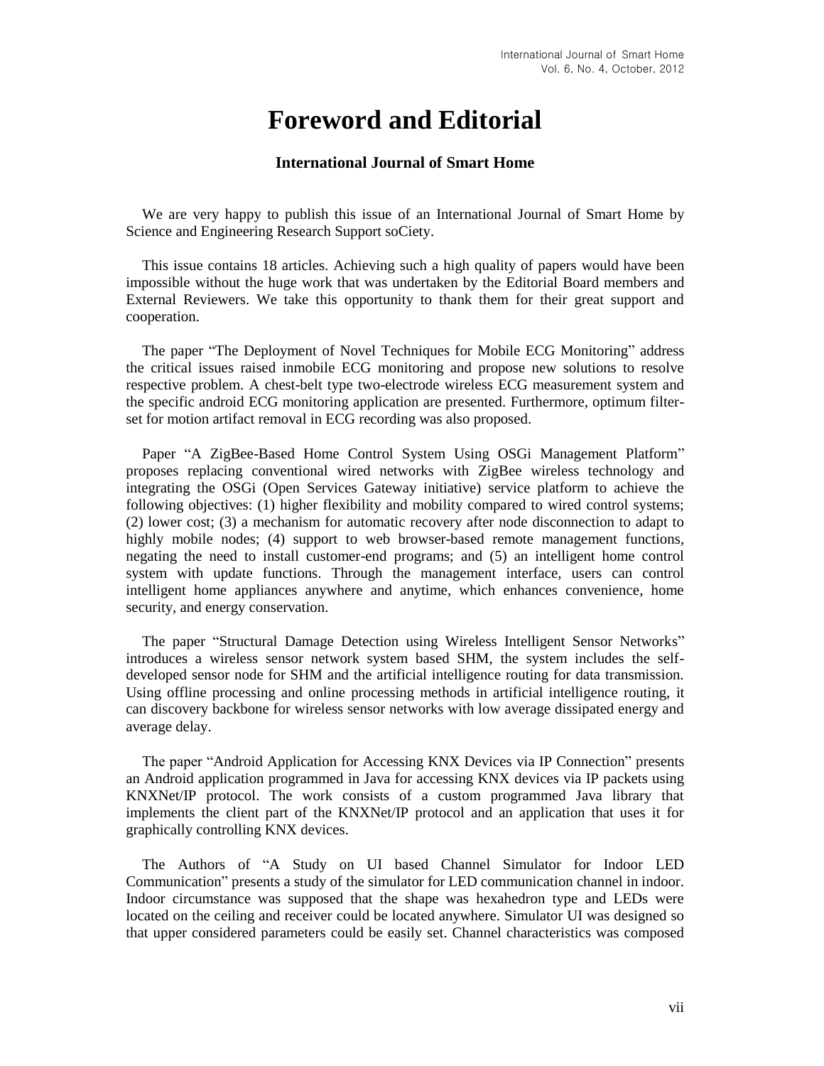# Foreword and Editorial

## International Journal of Smart Home

We are very happy to publish this issue of an International Journal of Smart Home by Science and Engineering Research Support soCiety.

This issue contains 18 articles. Achieving such a high quality of papers would have been impossible without the huge work that was undertaken by the Editorial Board members and External Reviewers. We take this opportunity to thank them for their great support and cooperation.

The paper "The Deployment of Novel Techniques for Mobile ECG Monitoring" address the critical issues raised inmobile ECG monitoring and propose new solutions to resolve respective problem. A chest-belt type two-electrode wireless ECG measurement system and the specific android ECG monitoring application are presented. Furthermore, optimum filter-set for motion artifact removal in ECG recording was also proposed.

Paper "A ZigBee-Based Home Control System Using OSGi Management Platform" proposes replacing conventional wired networks with ZigBee wireless technology and integrating the OSGi (Open Services Gateway initiative) service platform to achieve the following objectives: (1) higher flexibility and mobility compared to wired control systems; (2) lower cost; (3) a mechanism for automatic recovery after node disconnection to adapt to highly mobile nodes; (4) support to web browser-based remote management functions, negating the need to install customer-end programs; and (5) an intelligent home control system with update functions. Through the management interface, users can control intelligent home appliances anywhere and anytime, which enhances convenience, home security, and energy conservation.

The paper "Structural Damage Detection using Wireless Intelligent Sensor Networks" introduces a wireless sensor network system based SHM, the system includes the self-developed sensor node for SHM and the artificial intelligence routing for data transmission. Using offline processing and online processing methods in artificial intelligence routing, it can discovery backbone for wireless sensor networks with low average dissipated energy and average delay.

The paper "Android Application for Accessing KNX Devices via IP Connection" presents an Android application programmed in Java for accessing KNX devices via IP packets using KNXNet/IP protocol. The work consists of a custom programmed Java library that implements the client part of the KNXNet/IP protocol and an application that uses it for graphically controlling KNX devices.

The Authors of "A Study on UI based Channel Simulator for Indoor LED Communication" presents a study of the simulator for LED communication channel in indoor. Indoor circumstance was supposed that the shape was hexahedron type and LEDs were located on the ceiling and receiver could be located anywhere. Simulator UI was designed so that upper considered parameters could be easily set. Channel characteristics was composed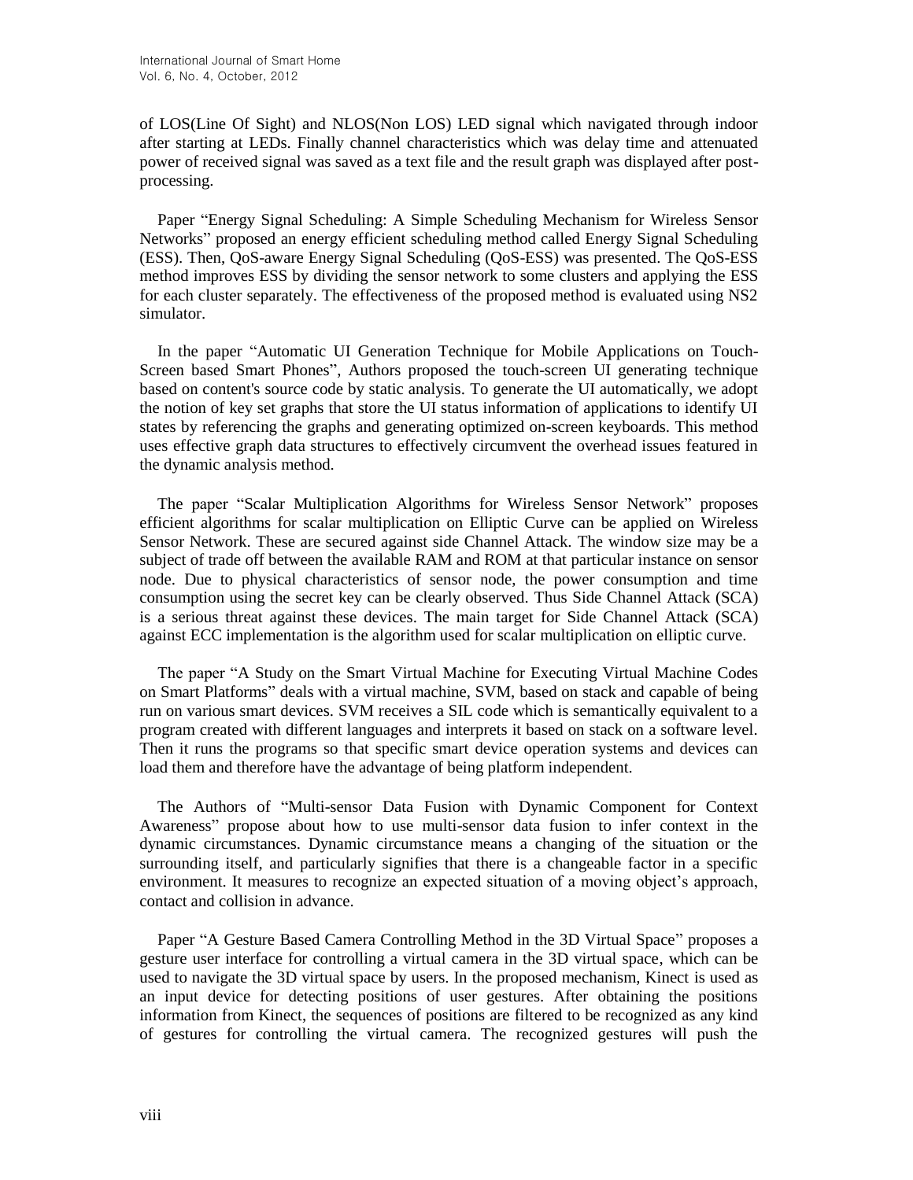of LOS(Line Of Sight) and NLOS(Non LOS) LED signal which navigated through indoor after starting at LEDs. Finally channel characteristics which was delay time and attenuated power of received signal was saved as a text file and the result graph was displayed after post-processing.

Paper “Energy Signal Scheduling: A Simple Scheduling Mechanism for Wireless Sensor Networks” proposed an energy efficient scheduling method called Energy Signal Scheduling (ESS). Then, QoS-aware Energy Signal Scheduling (QoS-ESS) was presented. The QoS-ESS method improves ESS by dividing the sensor network to some clusters and applying the ESS for each cluster separately. The effectiveness of the proposed method is evaluated using NS2 simulator.

In the paper “Automatic UI Generation Technique for Mobile Applications on Touch-Screen based Smart Phones”, Authors proposed the touch-screen UI generating technique based on content's source code by static analysis. To generate the UI automatically, we adopt the notion of key set graphs that store the UI status information of applications to identify UI states by referencing the graphs and generating optimized on-screen keyboards. This method uses effective graph data structures to effectively circumvent the overhead issues featured in the dynamic analysis method.

The paper “Scalar Multiplication Algorithms for Wireless Sensor Network” proposes efficient algorithms for scalar multiplication on Elliptic Curve can be applied on Wireless Sensor Network. These are secured against side Channel Attack. The window size may be a subject of trade off between the available RAM and ROM at that particular instance on sensor node. Due to physical characteristics of sensor node, the power consumption and time consumption using the secret key can be clearly observed. Thus Side Channel Attack (SCA) is a serious threat against these devices. The main target for Side Channel Attack (SCA) against ECC implementation is the algorithm used for scalar multiplication on elliptic curve.

The paper “A Study on the Smart Virtual Machine for Executing Virtual Machine Codes on Smart Platforms” deals with a virtual machine, SVM, based on stack and capable of being run on various smart devices. SVM receives a SIL code which is semantically equivalent to a program created with different languages and interprets it based on stack on a software level. Then it runs the programs so that specific smart device operation systems and devices can load them and therefore have the advantage of being platform independent.

The Authors of “Multi-sensor Data Fusion with Dynamic Component for Context Awareness” propose about how to use multi-sensor data fusion to infer context in the dynamic circumstances. Dynamic circumstance means a changing of the situation or the surrounding itself, and particularly signifies that there is a changeable factor in a specific environment. It measures to recognize an expected situation of a moving object’s approach, contact and collision in advance.

Paper “A Gesture Based Camera Controlling Method in the 3D Virtual Space” proposes a gesture user interface for controlling a virtual camera in the 3D virtual space, which can be used to navigate the 3D virtual space by users. In the proposed mechanism, Kinect is used as an input device for detecting positions of user gestures. After obtaining the positions information from Kinect, the sequences of positions are filtered to be recognized as any kind of gestures for controlling the virtual camera. The recognized gestures will push the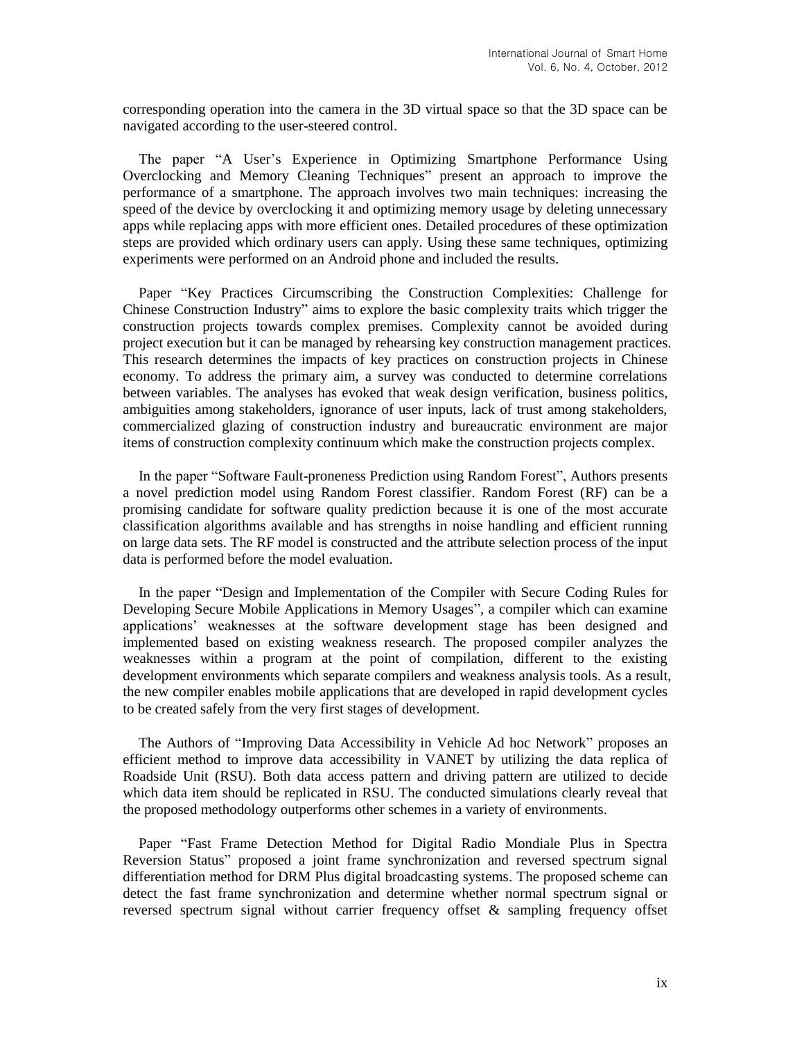corresponding operation into the camera in the 3D virtual space so that the 3D space can be navigated according to the user-steered control.

The paper "A User's Experience in Optimizing Smartphone Performance Using Overclocking and Memory Cleaning Techniques" present an approach to improve the performance of a smartphone. The approach involves two main techniques: increasing the speed of the device by overclocking it and optimizing memory usage by deleting unnecessary apps while replacing apps with more efficient ones. Detailed procedures of these optimization steps are provided which ordinary users can apply. Using these same techniques, optimizing experiments were performed on an Android phone and included the results.

Paper "Key Practices Circumscribing the Construction Complexities: Challenge for Chinese Construction Industry" aims to explore the basic complexity traits which trigger the construction projects towards complex premises. Complexity cannot be avoided during project execution but it can be managed by rehearsing key construction management practices. This research determines the impacts of key practices on construction projects in Chinese economy. To address the primary aim, a survey was conducted to determine correlations between variables. The analyses has evoked that weak design verification, business politics, ambiguities among stakeholders, ignorance of user inputs, lack of trust among stakeholders, commercialized glazing of construction industry and bureaucratic environment are major items of construction complexity continuum which make the construction projects complex.

In the paper "Software Fault-proneness Prediction using Random Forest", Authors presents a novel prediction model using Random Forest classifier. Random Forest (RF) can be a promising candidate for software quality prediction because it is one of the most accurate classification algorithms available and has strengths in noise handling and efficient running on large data sets. The RF model is constructed and the attribute selection process of the input data is performed before the model evaluation.

In the paper "Design and Implementation of the Compiler with Secure Coding Rules for Developing Secure Mobile Applications in Memory Usages", a compiler which can examine applications' weaknesses at the software development stage has been designed and implemented based on existing weakness research. The proposed compiler analyzes the weaknesses within a program at the point of compilation, different to the existing development environments which separate compilers and weakness analysis tools. As a result, the new compiler enables mobile applications that are developed in rapid development cycles to be created safely from the very first stages of development.

The Authors of "Improving Data Accessibility in Vehicle Ad hoc Network" proposes an efficient method to improve data accessibility in VANET by utilizing the data replica of Roadside Unit (RSU). Both data access pattern and driving pattern are utilized to decide which data item should be replicated in RSU. The conducted simulations clearly reveal that the proposed methodology outperforms other schemes in a variety of environments.

Paper "Fast Frame Detection Method for Digital Radio Mondiale Plus in Spectra Reversion Status" proposed a joint frame synchronization and reversed spectrum signal differentiation method for DRM Plus digital broadcasting systems. The proposed scheme can detect the fast frame synchronization and determine whether normal spectrum signal or reversed spectrum signal without carrier frequency offset & sampling frequency offset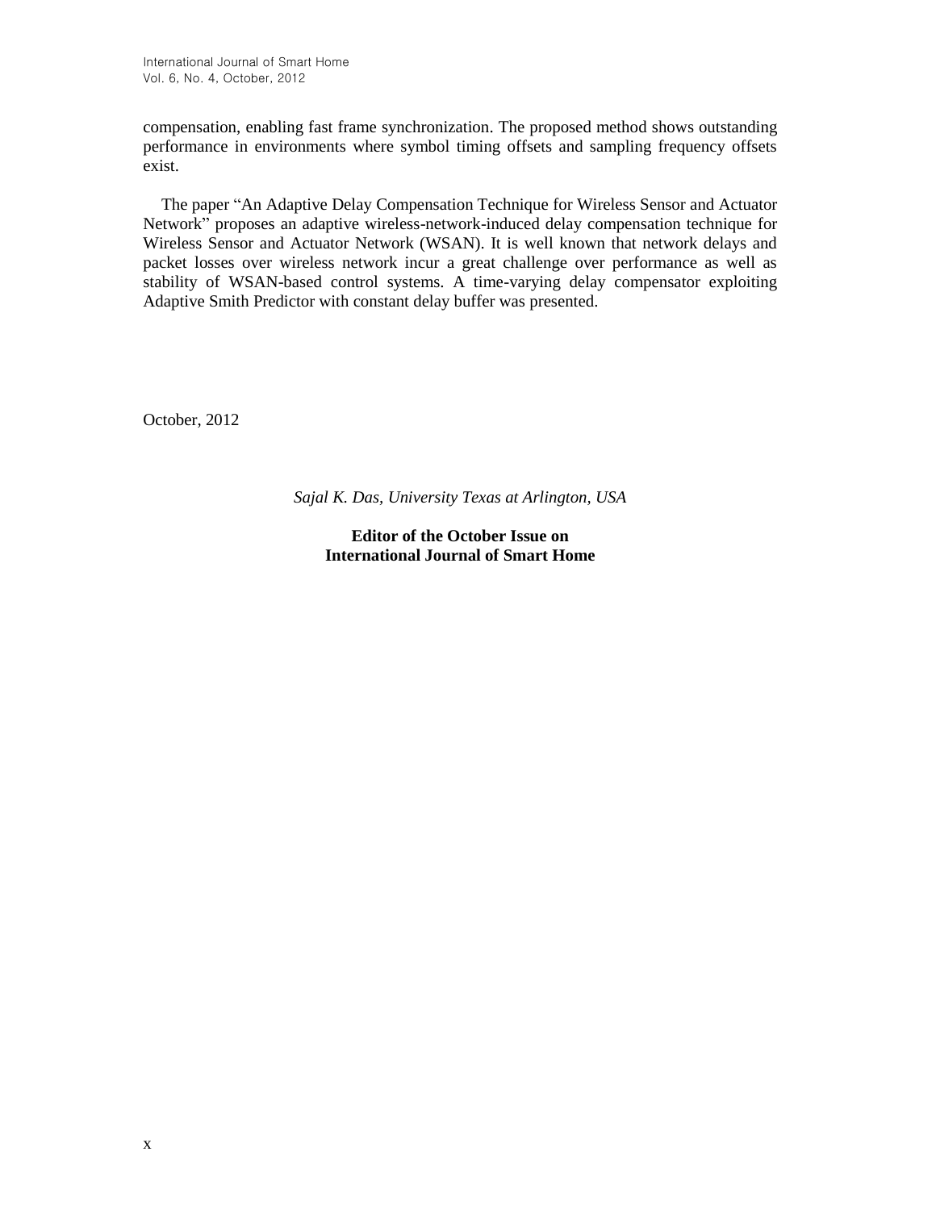compensation, enabling fast frame synchronization. The proposed method shows outstanding performance in environments where symbol timing offsets and sampling frequency offsets exist.

The paper "An Adaptive Delay Compensation Technique for Wireless Sensor and Actuator Network" proposes an adaptive wireless-network-induced delay compensation technique for Wireless Sensor and Actuator Network (WSAN). It is well known that network delays and packet losses over wireless network incur a great challenge over performance as well as stability of WSAN-based control systems. A time-varying delay compensator exploiting Adaptive Smith Predictor with constant delay buffer was presented.

October, 2012

*Sajal K. Das, University Texas at Arlington, USA*

**Editor of the October Issue on**
**International Journal of Smart Home**